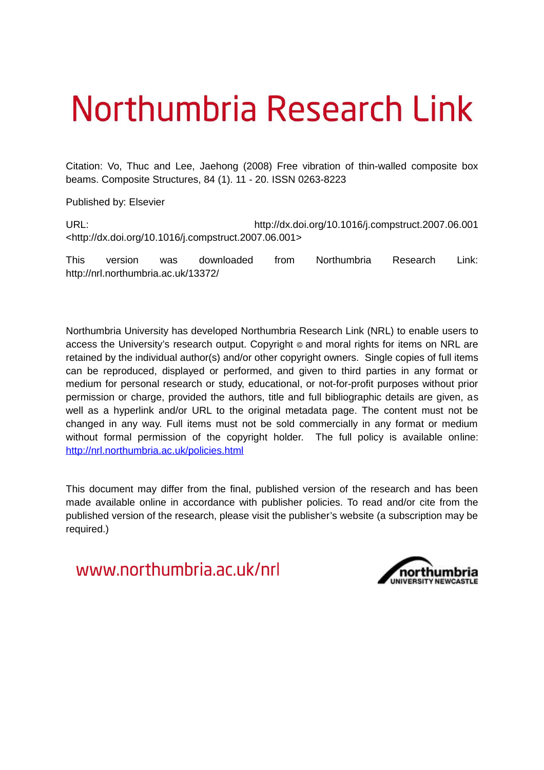# Northumbria Research Link

Citation: Vo, Thuc and Lee, Jaehong (2008) Free vibration of thin-walled composite box beams. Composite Structures, 84 (1). 11 - 20. ISSN 0263-8223

Published by: Elsevier

URL: http://dx.doi.org/10.1016/j.compstruct.2007.06.001 <http://dx.doi.org/10.1016/j.compstruct.2007.06.001>

This version was downloaded from Northumbria Research Link: http://nrl.northumbria.ac.uk/13372/

Northumbria University has developed Northumbria Research Link (NRL) to enable users to access the University's research output. Copyright © and moral rights for items on NRL are retained by the individual author(s) and/or other copyright owners. Single copies of full items can be reproduced, displayed or performed, and given to third parties in any format or medium for personal research or study, educational, or not-for-profit purposes without prior permission or charge, provided the authors, title and full bibliographic details are given, as well as a hyperlink and/or URL to the original metadata page. The content must not be changed in any way. Full items must not be sold commercially in any format or medium without formal permission of the copyright holder. The full policy is available online: http://nrl.northumbria.ac.uk/policies.html

This document may differ from the final, published version of the research and has been made available online in accordance with publisher policies. To read and/or cite from the published version of the research, please visit the publisher's website (a subscription may be required.)

www.northumbria.ac.uk/nrl

northumbria UNIVERSITY NEWCASTLE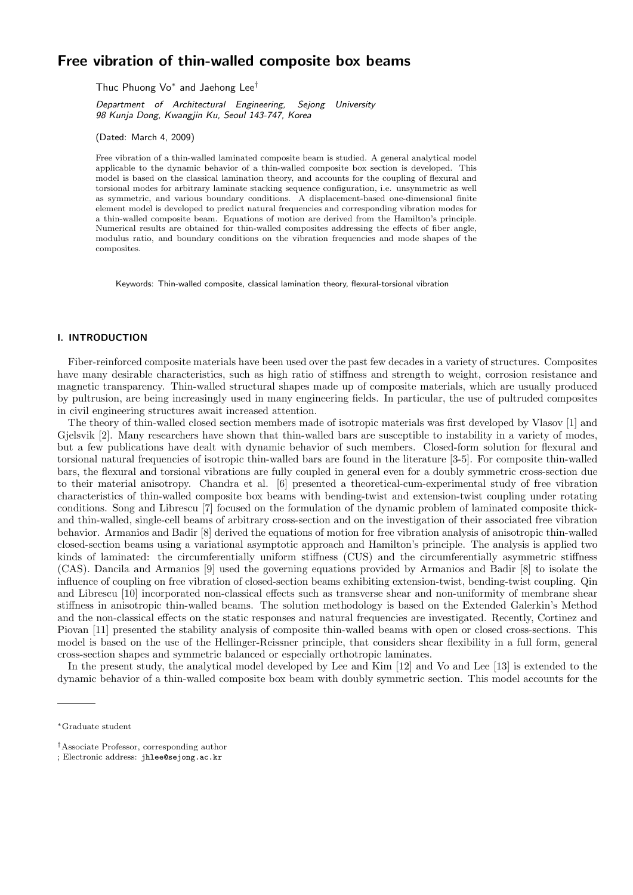# Free vibration of thin-walled composite box beams

Thuc Phuong Vo* and Jaehong Lee†

*Department of Architectural Engineering, Sejong University*
*98 Kunja Dong, Kwangjin Ku, Seoul 143-747, Korea*

(Dated: March 4, 2009)

Free vibration of a thin-walled laminated composite beam is studied. A general analytical model applicable to the dynamic behavior of a thin-walled composite box section is developed. This model is based on the classical lamination theory, and accounts for the coupling of flexural and torsional modes for arbitrary laminate stacking sequence configuration, i.e. unsymmetric as well as symmetric, and various boundary conditions. A displacement-based one-dimensional finite element model is developed to predict natural frequencies and corresponding vibration modes for a thin-walled composite beam. Equations of motion are derived from the Hamilton's principle. Numerical results are obtained for thin-walled composites addressing the effects of fiber angle, modulus ratio, and boundary conditions on the vibration frequencies and mode shapes of the composites.

Keywords: Thin-walled composite, classical lamination theory, flexural-torsional vibration

## I. INTRODUCTION

Fiber-reinforced composite materials have been used over the past few decades in a variety of structures. Composites have many desirable characteristics, such as high ratio of stiffness and strength to weight, corrosion resistance and magnetic transparency. Thin-walled structural shapes made up of composite materials, which are usually produced by pultrusion, are being increasingly used in many engineering fields. In particular, the use of pultruded composites in civil engineering structures await increased attention.

The theory of thin-walled closed section members made of isotropic materials was first developed by Vlasov [1] and Gjelsvik [2]. Many researchers have shown that thin-walled bars are susceptible to instability in a variety of modes, but a few publications have dealt with dynamic behavior of such members. Closed-form solution for flexural and torsional natural frequencies of isotropic thin-walled bars are found in the literature [3-5]. For composite thin-walled bars, the flexural and torsional vibrations are fully coupled in general even for a doubly symmetric cross-section due to their material anisotropy. Chandra et al. [6] presented a theoretical-cum-experimental study of free vibration characteristics of thin-walled composite box beams with bending-twist and extension-twist coupling under rotating conditions. Song and Librescu [7] focused on the formulation of the dynamic problem of laminated composite thick- and thin-walled, single-cell beams of arbitrary cross-section and on the investigation of their associated free vibration behavior. Armanios and Badir [8] derived the equations of motion for free vibration analysis of anisotropic thin-walled closed-section beams using a variational asymptotic approach and Hamilton's principle. The analysis is applied two kinds of laminated: the circumferentially uniform stiffness (CUS) and the circumferentially asymmetric stiffness (CAS). Dancila and Armanios [9] used the governing equations provided by Armanios and Badir [8] to isolate the influence of coupling on free vibration of closed-section beams exhibiting extension-twist, bending-twist coupling. Qin and Librescu [10] incorporated non-classical effects such as transverse shear and non-uniformity of membrane shear stiffness in anisotropic thin-walled beams. The solution methodology is based on the Extended Galerkin's Method and the non-classical effects on the static responses and natural frequencies are investigated. Recently, Cortinez and Piovan [11] presented the stability analysis of composite thin-walled beams with open or closed cross-sections. This model is based on the use of the Hellinger-Reissner principle, that considers shear flexibility in a full form, general cross-section shapes and symmetric balanced or especially orthotropic laminates.

In the present study, the analytical model developed by Lee and Kim [12] and Vo and Lee [13] is extended to the dynamic behavior of a thin-walled composite box beam with doubly symmetric section. This model accounts for the

---

*Graduate student

†Associate Professor, corresponding author
; Electronic address: jhlee@sejong.ac.kr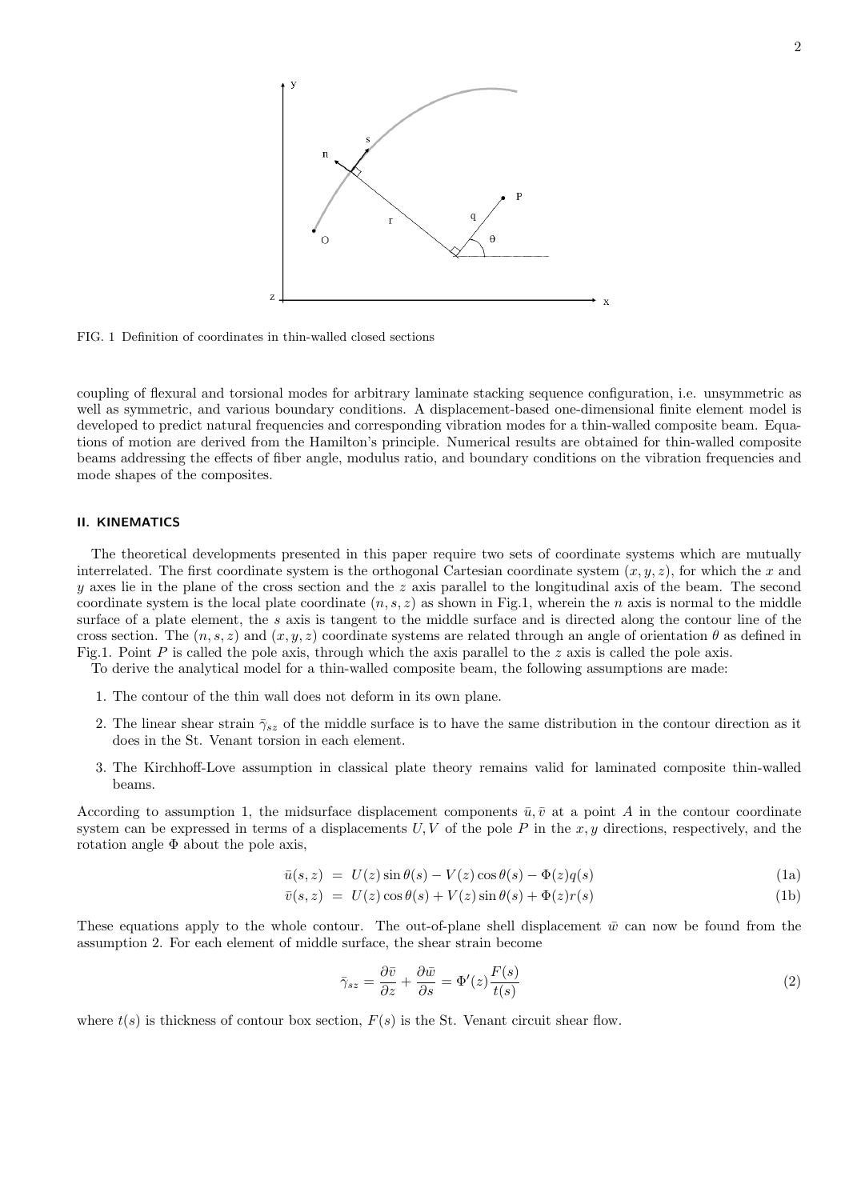FIG. 1 Definition of coordinates in thin-walled closed sections

coupling of flexural and torsional modes for arbitrary laminate stacking sequence configuration, i.e. unsymmetric as well as symmetric, and various boundary conditions. A displacement-based one-dimensional finite element model is developed to predict natural frequencies and corresponding vibration modes for a thin-walled composite beam. Equations of motion are derived from the Hamilton's principle. Numerical results are obtained for thin-walled composite beams addressing the effects of fiber angle, modulus ratio, and boundary conditions on the vibration frequencies and mode shapes of the composites.

## II. KINEMATICS

The theoretical developments presented in this paper require two sets of coordinate systems which are mutually interrelated. The first coordinate system is the orthogonal Cartesian coordinate system $(x, y, z)$, for which the $x$ and $y$ axes lie in the plane of the cross section and the $z$ axis parallel to the longitudinal axis of the beam. The second coordinate system is the local plate coordinate $(n, s, z)$ as shown in Fig.1, wherein the $n$ axis is normal to the middle surface of a plate element, the $s$ axis is tangent to the middle surface and is directed along the contour line of the cross section. The $(n, s, z)$ and $(x, y, z)$ coordinate systems are related through an angle of orientation $\theta$ as defined in Fig.1. Point $P$ is called the pole axis, through which the axis parallel to the $z$ axis is called the pole axis.

To derive the analytical model for a thin-walled composite beam, the following assumptions are made:

1. The contour of the thin wall does not deform in its own plane.
2. The linear shear strain $\bar{\gamma}_{sz}$ of the middle surface is to have the same distribution in the contour direction as it does in the St. Venant torsion in each element.
3. The Kirchhoff-Love assumption in classical plate theory remains valid for laminated composite thin-walled beams.

According to assumption 1, the midsurface displacement components $\bar{u}, \bar{v}$ at a point $A$ in the contour coordinate system can be expressed in terms of a displacements $U, V$ of the pole $P$ in the $x, y$ directions, respectively, and the rotation angle $\Phi$ about the pole axis,

$$\bar{u}(s, z) = U(z)\sin\theta(s) - V(z)\cos\theta(s) - \Phi(z)q(s) \tag{1a}$$

$$\bar{v}(s, z) = U(z)\cos\theta(s) + V(z)\sin\theta(s) + \Phi(z)r(s) \tag{1b}$$

These equations apply to the whole contour. The out-of-plane shell displacement $\bar{w}$ can now be found from the assumption 2. For each element of middle surface, the shear strain become

$$\bar{\gamma}_{sz} = \frac{\partial \bar{v}}{\partial z} + \frac{\partial \bar{w}}{\partial s} = \Phi'(z)\frac{F(s)}{t(s)} \tag{2}$$

where $t(s)$ is thickness of contour box section, $F(s)$ is the St. Venant circuit shear flow.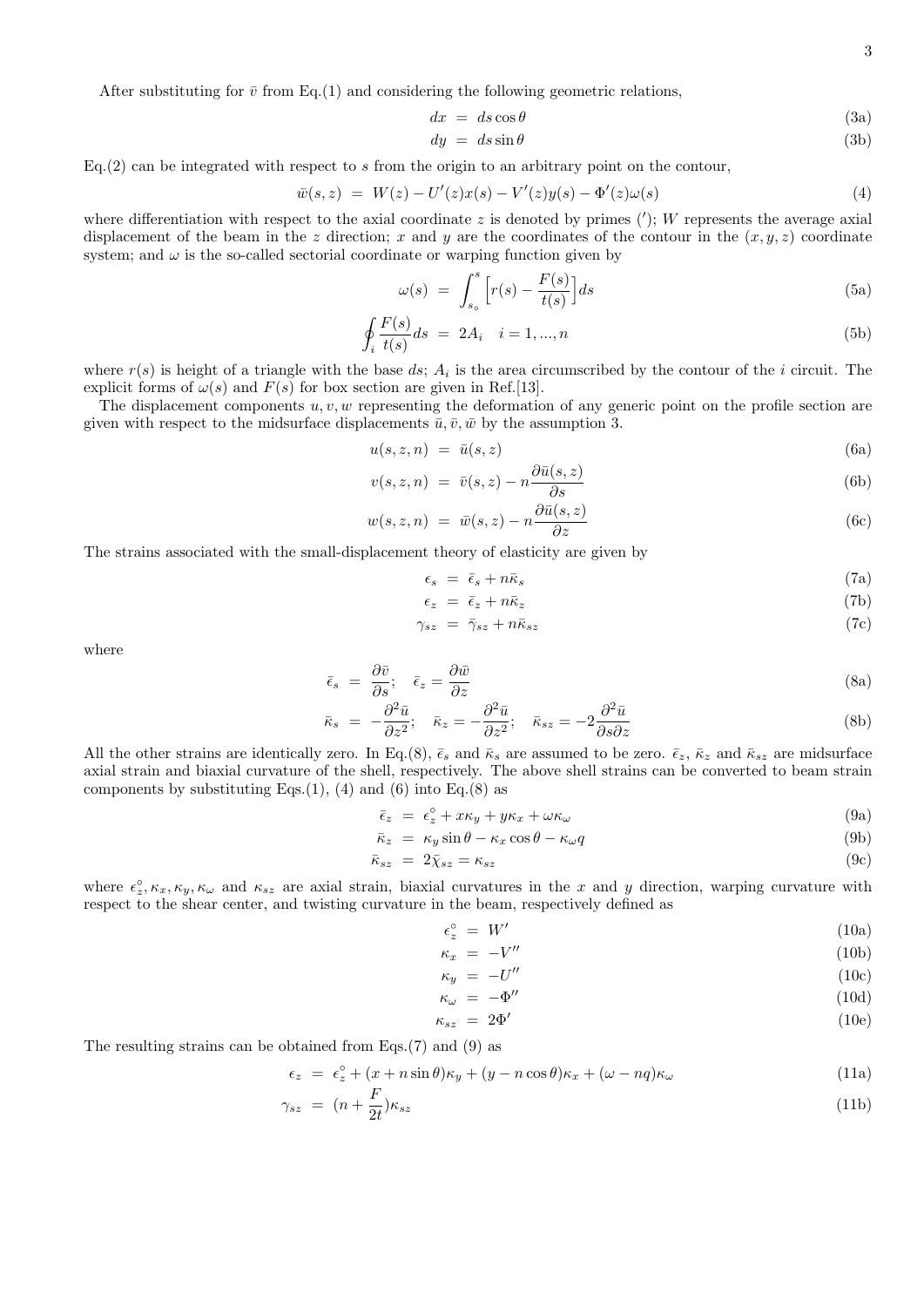After substituting for $\bar{v}$ from Eq.(1) and considering the following geometric relations,

$$dx = ds\cos\theta \tag{3a}$$

$$dy = ds\sin\theta \tag{3b}$$

Eq.(2) can be integrated with respect to $s$ from the origin to an arbitrary point on the contour,

$$\bar{w}(s,z) = W(z) - U'(z)x(s) - V'(z)y(s) - \Phi'(z)\omega(s) \tag{4}$$

where differentiation with respect to the axial coordinate $z$ is denoted by primes ($'$); $W$ represents the average axial displacement of the beam in the $z$ direction; $x$ and $y$ are the coordinates of the contour in the $(x, y, z)$ coordinate system; and $\omega$ is the so-called sectorial coordinate or warping function given by

$$\omega(s) = \int_{s_\circ}^{s}\Big[r(s) - \frac{F(s)}{t(s)}\Big]ds \tag{5a}$$

$$\oint_i \frac{F(s)}{t(s)}ds = 2A_i \quad i = 1, ..., n \tag{5b}$$

where $r(s)$ is height of a triangle with the base $ds$; $A_i$ is the area circumscribed by the contour of the $i$ circuit. The explicit forms of $\omega(s)$ and $F(s)$ for box section are given in Ref.[13].

The displacement components $u, v, w$ representing the deformation of any generic point on the profile section are given with respect to the midsurface displacements $\bar{u}, \bar{v}, \bar{w}$ by the assumption 3.

$$u(s,z,n) = \bar{u}(s,z) \tag{6a}$$

$$v(s,z,n) = \bar{v}(s,z) - n\frac{\partial \bar{u}(s,z)}{\partial s} \tag{6b}$$

$$w(s,z,n) = \bar{w}(s,z) - n\frac{\partial \bar{u}(s,z)}{\partial z} \tag{6c}$$

The strains associated with the small-displacement theory of elasticity are given by

$$\epsilon_s = \bar{\epsilon}_s + n\bar{\kappa}_s \tag{7a}$$

$$\epsilon_z = \bar{\epsilon}_z + n\bar{\kappa}_z \tag{7b}$$

$$\gamma_{sz} = \bar{\gamma}_{sz} + n\bar{\kappa}_{sz} \tag{7c}$$

where

$$\bar{\epsilon}_s = \frac{\partial \bar{v}}{\partial s}; \quad \bar{\epsilon}_z = \frac{\partial \bar{w}}{\partial z} \tag{8a}$$

$$\bar{\kappa}_s = -\frac{\partial^2 \bar{u}}{\partial z^2}; \quad \bar{\kappa}_z = -\frac{\partial^2 \bar{u}}{\partial z^2}; \quad \bar{\kappa}_{sz} = -2\frac{\partial^2 \bar{u}}{\partial s \partial z} \tag{8b}$$

All the other strains are identically zero. In Eq.(8), $\bar{\epsilon}_s$ and $\bar{\kappa}_s$ are assumed to be zero. $\bar{\epsilon}_z$, $\bar{\kappa}_z$ and $\bar{\kappa}_{sz}$ are midsurface axial strain and biaxial curvature of the shell, respectively. The above shell strains can be converted to beam strain components by substituting Eqs.(1), (4) and (6) into Eq.(8) as

$$\bar{\epsilon}_z = \epsilon_z^\circ + x\kappa_y + y\kappa_x + \omega\kappa_\omega \tag{9a}$$

$$\bar{\kappa}_z = \kappa_y\sin\theta - \kappa_x\cos\theta - \kappa_\omega q \tag{9b}$$

$$\bar{\kappa}_{sz} = 2\bar{\chi}_{sz} = \kappa_{sz} \tag{9c}$$

where $\epsilon_z^\circ, \kappa_x, \kappa_y, \kappa_\omega$ and $\kappa_{sz}$ are axial strain, biaxial curvatures in the $x$ and $y$ direction, warping curvature with respect to the shear center, and twisting curvature in the beam, respectively defined as

$$\epsilon_z^\circ = W' \tag{10a}$$

$$\kappa_x = -V'' \tag{10b}$$

$$\kappa_y = -U'' \tag{10c}$$

$$\kappa_\omega = -\Phi'' \tag{10d}$$

$$\kappa_{sz} = 2\Phi' \tag{10e}$$

The resulting strains can be obtained from Eqs.(7) and (9) as

$$\epsilon_z = \epsilon_z^\circ + (x + n\sin\theta)\kappa_y + (y - n\cos\theta)\kappa_x + (\omega - nq)\kappa_\omega \tag{11a}$$

$$\gamma_{sz} = (n + \frac{F}{2t})\kappa_{sz} \tag{11b}$$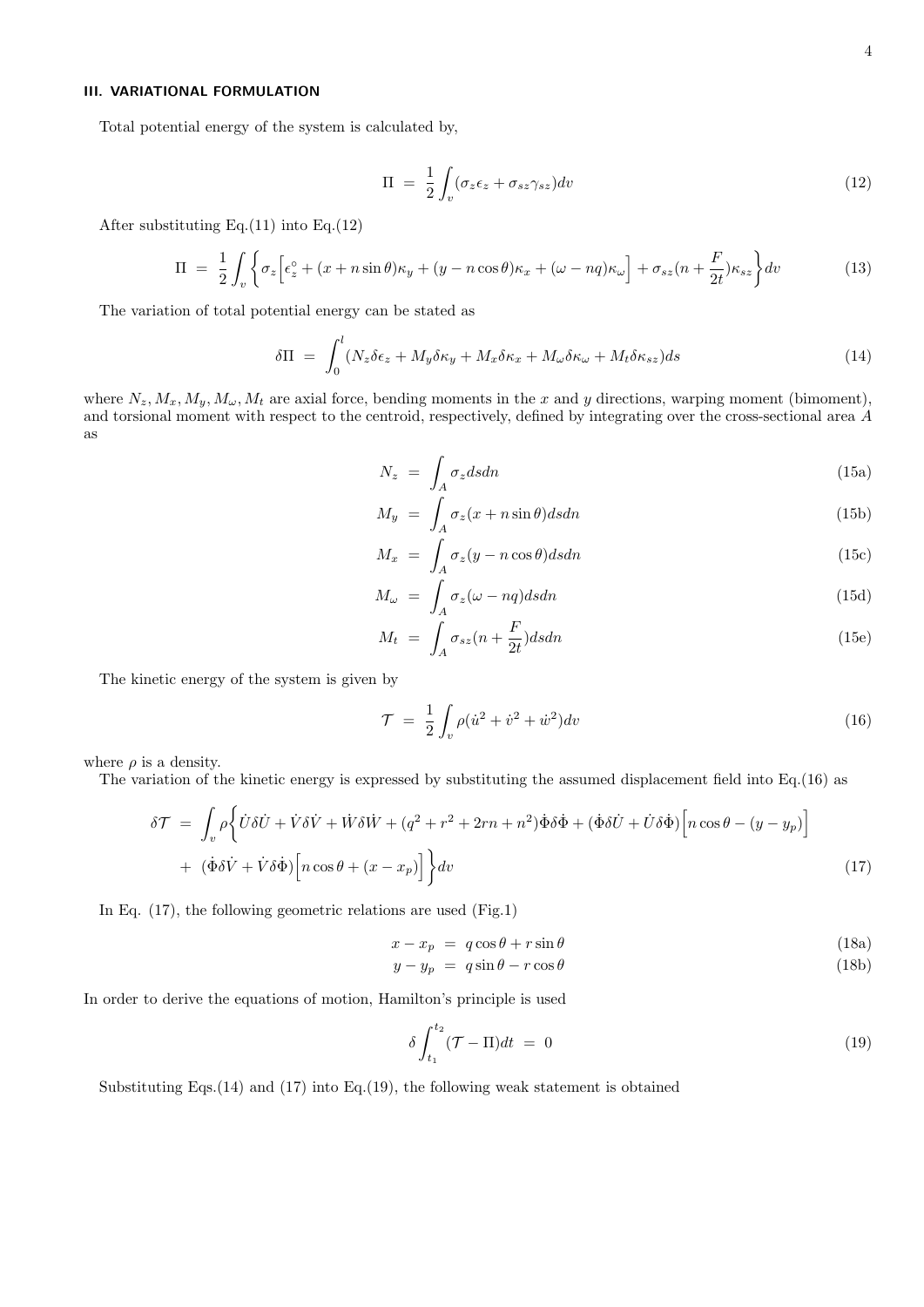### III. VARIATIONAL FORMULATION

Total potential energy of the system is calculated by,

$$\Pi \;=\; \frac{1}{2}\int_v (\sigma_z \epsilon_z + \sigma_{sz}\gamma_{sz})dv \tag{12}$$

After substituting Eq.(11) into Eq.(12)

$$\Pi \;=\; \frac{1}{2}\int_v \bigg\{ \sigma_z \Big[ \epsilon_z^\circ + (x + n\sin\theta)\kappa_y + (y - n\cos\theta)\kappa_x + (\omega - nq)\kappa_\omega \Big] + \sigma_{sz}(n + \frac{F}{2t})\kappa_{sz} \bigg\} dv \tag{13}$$

The variation of total potential energy can be stated as

$$\delta\Pi \;=\; \int_0^l (N_z \delta\epsilon_z + M_y \delta\kappa_y + M_x \delta\kappa_x + M_\omega \delta\kappa_\omega + M_t \delta\kappa_{sz})ds \tag{14}$$

where $N_z, M_x, M_y, M_\omega, M_t$ are axial force, bending moments in the $x$ and $y$ directions, warping moment (bimoment), and torsional moment with respect to the centroid, respectively, defined by integrating over the cross-sectional area $A$ as

$$N_z \;=\; \int_A \sigma_z ds dn \tag{15a}$$

$$M_y \;=\; \int_A \sigma_z (x + n\sin\theta) ds dn \tag{15b}$$

$$M_x \;=\; \int_A \sigma_z (y - n\cos\theta) ds dn \tag{15c}$$

$$M_\omega \;=\; \int_A \sigma_z (\omega - nq) ds dn \tag{15d}$$

$$M_t \;=\; \int_A \sigma_{sz} (n + \frac{F}{2t}) ds dn \tag{15e}$$

The kinetic energy of the system is given by

$$\mathcal{T} \;=\; \frac{1}{2}\int_v \rho(\dot{u}^2 + \dot{v}^2 + \dot{w}^2)dv \tag{16}$$

where $\rho$ is a density.

The variation of the kinetic energy is expressed by substituting the assumed displacement field into Eq.(16) as

$$\begin{aligned}\delta\mathcal{T} \;=\; &\int_v \rho \bigg\{ \dot{U}\delta\dot{U} + \dot{V}\delta\dot{V} + \dot{W}\delta\dot{W} + (q^2 + r^2 + 2rn + n^2)\dot{\Phi}\delta\dot{\Phi} + (\dot{\Phi}\delta\dot{U} + \dot{U}\delta\dot{\Phi})\Big[ n\cos\theta - (y - y_p) \Big] \\ &+ \; (\dot{\Phi}\delta\dot{V} + \dot{V}\delta\dot{\Phi})\Big[ n\cos\theta + (x - x_p) \Big] \bigg\} dv \end{aligned} \tag{17}$$

In Eq. (17), the following geometric relations are used (Fig.1)

$$x - x_p \;=\; q\cos\theta + r\sin\theta \tag{18a}$$

$$y - y_p \;=\; q\sin\theta - r\cos\theta \tag{18b}$$

In order to derive the equations of motion, Hamilton's principle is used

$$\delta\int_{t_1}^{t_2} (\mathcal{T} - \Pi)dt \;=\; 0 \tag{19}$$

Substituting Eqs.(14) and (17) into Eq.(19), the following weak statement is obtained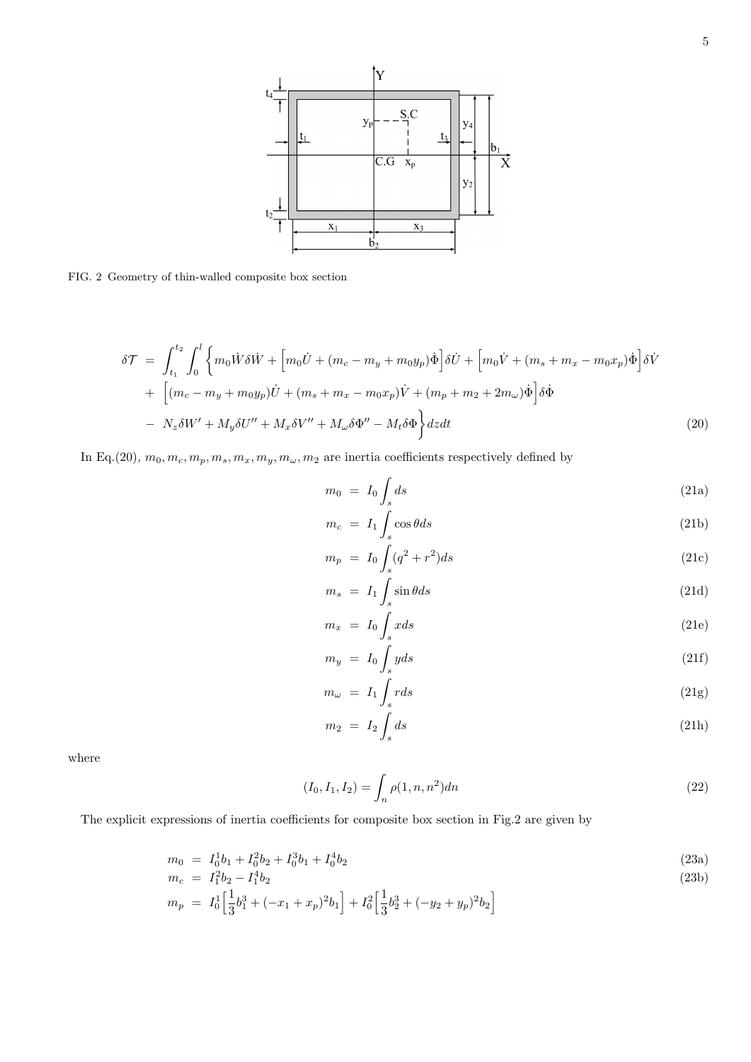FIG. 2 Geometry of thin-walled composite box section

$$
\begin{aligned}
\delta \mathcal{T} \;=\; & \int_{t_1}^{t_2} \int_0^l \bigg\{ m_0 \dot{W} \delta \dot{W} + \Big[ m_0 \dot{U} + (m_c - m_y + m_0 y_p) \dot{\Phi} \Big] \delta \dot{U} + \Big[ m_0 \dot{V} + (m_s + m_x - m_0 x_p) \dot{\Phi} \Big] \delta \dot{V} \\
+ \; & \Big[ (m_c - m_y + m_0 y_p) \dot{U} + (m_s + m_x - m_0 x_p) \dot{V} + (m_p + m_2 + 2 m_\omega) \dot{\Phi} \Big] \delta \dot{\Phi} \\
- \; & N_z \delta W' + M_y \delta U'' + M_x \delta V'' + M_\omega \delta \Phi'' - M_t \delta \Phi \bigg\} dz dt \qquad (20)
\end{aligned}
$$

In Eq.(20), $m_0, m_c, m_p, m_s, m_x, m_y, m_\omega, m_2$ are inertia coefficients respectively defined by

$$m_0 \;=\; I_0 \int_s ds \qquad (21a)$$

$$m_c \;=\; I_1 \int_s \cos\theta ds \qquad (21b)$$

$$m_p \;=\; I_0 \int_s (q^2 + r^2) ds \qquad (21c)$$

$$m_s \;=\; I_1 \int_s \sin\theta ds \qquad (21d)$$

$$m_x \;=\; I_0 \int_s x ds \qquad (21e)$$

$$m_y \;=\; I_0 \int_s y ds \qquad (21f)$$

$$m_\omega \;=\; I_1 \int_s r ds \qquad (21g)$$

$$m_2 \;=\; I_2 \int_s ds \qquad (21h)$$

where

$$(I_0, I_1, I_2) = \int_n \rho(1, n, n^2) dn \qquad (22)$$

The explicit expressions of inertia coefficients for composite box section in Fig.2 are given by

$$m_0 \;=\; I_0^1 b_1 + I_0^2 b_2 + I_0^3 b_1 + I_0^4 b_2 \qquad (23a)$$

$$m_c \;=\; I_1^2 b_2 - I_1^4 b_2 \qquad (23b)$$

$$m_p \;=\; I_0^1 \Big[ \frac{1}{3} b_1^3 + (-x_1 + x_p)^2 b_1 \Big] + I_0^2 \Big[ \frac{1}{3} b_2^3 + (-y_2 + y_p)^2 b_2 \Big]$$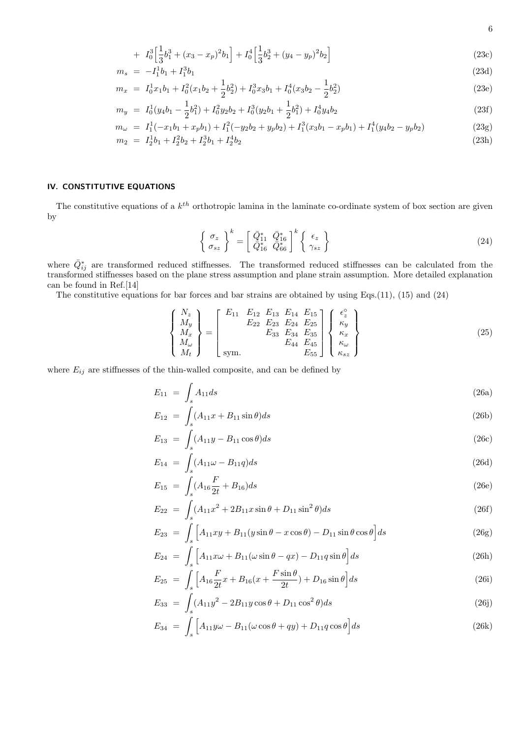$$+ \quad I_0^3\Big[\frac{1}{3}b_1^3 + (x_3 - x_p)^2 b_1\Big] + I_0^4\Big[\frac{1}{3}b_2^3 + (y_4 - y_p)^2 b_2\Big] \tag{23c}$$

$$m_s = -I_1^1 b_1 + I_1^3 b_1 \tag{23d}$$

$$m_x = I_0^1 x_1 b_1 + I_0^2(x_1 b_2 + \frac{1}{2}b_2^2) + I_0^3 x_3 b_1 + I_0^4(x_3 b_2 - \frac{1}{2}b_2^2) \tag{23e}$$

$$m_y = I_0^1(y_4 b_1 - \frac{1}{2}b_1^2) + I_0^2 y_2 b_2 + I_0^3(y_2 b_1 + \frac{1}{2}b_1^2) + I_0^4 y_4 b_2 \tag{23f}$$

$$m_\omega = I_1^1(-x_1 b_1 + x_p b_1) + I_1^2(-y_2 b_2 + y_p b_2) + I_1^3(x_3 b_1 - x_p b_1) + I_1^4(y_4 b_2 - y_p b_2) \tag{23g}$$

$$m_2 = I_2^1 b_1 + I_2^2 b_2 + I_2^3 b_1 + I_2^4 b_2 \tag{23h}$$

## IV. CONSTITUTIVE EQUATIONS

The constitutive equations of a $k^{th}$ orthotropic lamina in the laminate co-ordinate system of box section are given by

$$\left\{ \begin{array}{c} \sigma_z \\ \sigma_{sz} \end{array} \right\}^k = \left[ \begin{array}{cc} \bar{Q}_{11}^* & \bar{Q}_{16}^* \\ \bar{Q}_{16}^* & \bar{Q}_{66}^* \end{array} \right]^k \left\{ \begin{array}{c} \epsilon_z \\ \gamma_{sz} \end{array} \right\} \tag{24}$$

where $\bar{Q}_{ij}^*$ are transformed reduced stiffnesses. The transformed reduced stiffnesses can be calculated from the transformed stiffnesses based on the plane stress assumption and plane strain assumption. More detailed explanation can be found in Ref.[14]

The constitutive equations for bar forces and bar strains are obtained by using Eqs.(11), (15) and (24)

$$\left\{ \begin{array}{c} N_z \\ M_y \\ M_x \\ M_\omega \\ M_t \end{array} \right\} = \left[ \begin{array}{ccccc} E_{11} & E_{12} & E_{13} & E_{14} & E_{15} \\ & E_{22} & E_{23} & E_{24} & E_{25} \\ & & E_{33} & E_{34} & E_{35} \\ & & & E_{44} & E_{45} \\ \text{sym.} & & & & E_{55} \end{array} \right] \left\{ \begin{array}{c} \epsilon_z^\circ \\ \kappa_y \\ \kappa_x \\ \kappa_\omega \\ \kappa_{sz} \end{array} \right\} \tag{25}$$

where $E_{ij}$ are stiffnesses of the thin-walled composite, and can be defined by

$$E_{11} = \int_s A_{11} ds \tag{26a}$$

$$E_{12} = \int_s (A_{11}x + B_{11}\sin\theta) ds \tag{26b}$$

$$E_{13} = \int_s (A_{11}y - B_{11}\cos\theta) ds \tag{26c}$$

$$E_{14} = \int_s (A_{11}\omega - B_{11}q) ds \tag{26d}$$

$$E_{15} = \int_s (A_{16}\frac{F}{2t} + B_{16}) ds \tag{26e}$$

$$E_{22} = \int_s (A_{11}x^2 + 2B_{11}x\sin\theta + D_{11}\sin^2\theta) ds \tag{26f}$$

$$E_{23} = \int_s \Big[A_{11}xy + B_{11}(y\sin\theta - x\cos\theta) - D_{11}\sin\theta\cos\theta\Big] ds \tag{26g}$$

$$E_{24} = \int_s \Big[A_{11}x\omega + B_{11}(\omega\sin\theta - qx) - D_{11}q\sin\theta\Big] ds \tag{26h}$$

$$E_{25} = \int_s \Big[A_{16}\frac{F}{2t}x + B_{16}(x + \frac{F\sin\theta}{2t}) + D_{16}\sin\theta\Big] ds \tag{26i}$$

$$E_{33} = \int_s (A_{11}y^2 - 2B_{11}y\cos\theta + D_{11}\cos^2\theta) ds \tag{26j}$$

$$E_{34} = \int_s \Big[A_{11}y\omega - B_{11}(\omega\cos\theta + qy) + D_{11}q\cos\theta\Big] ds \tag{26k}$$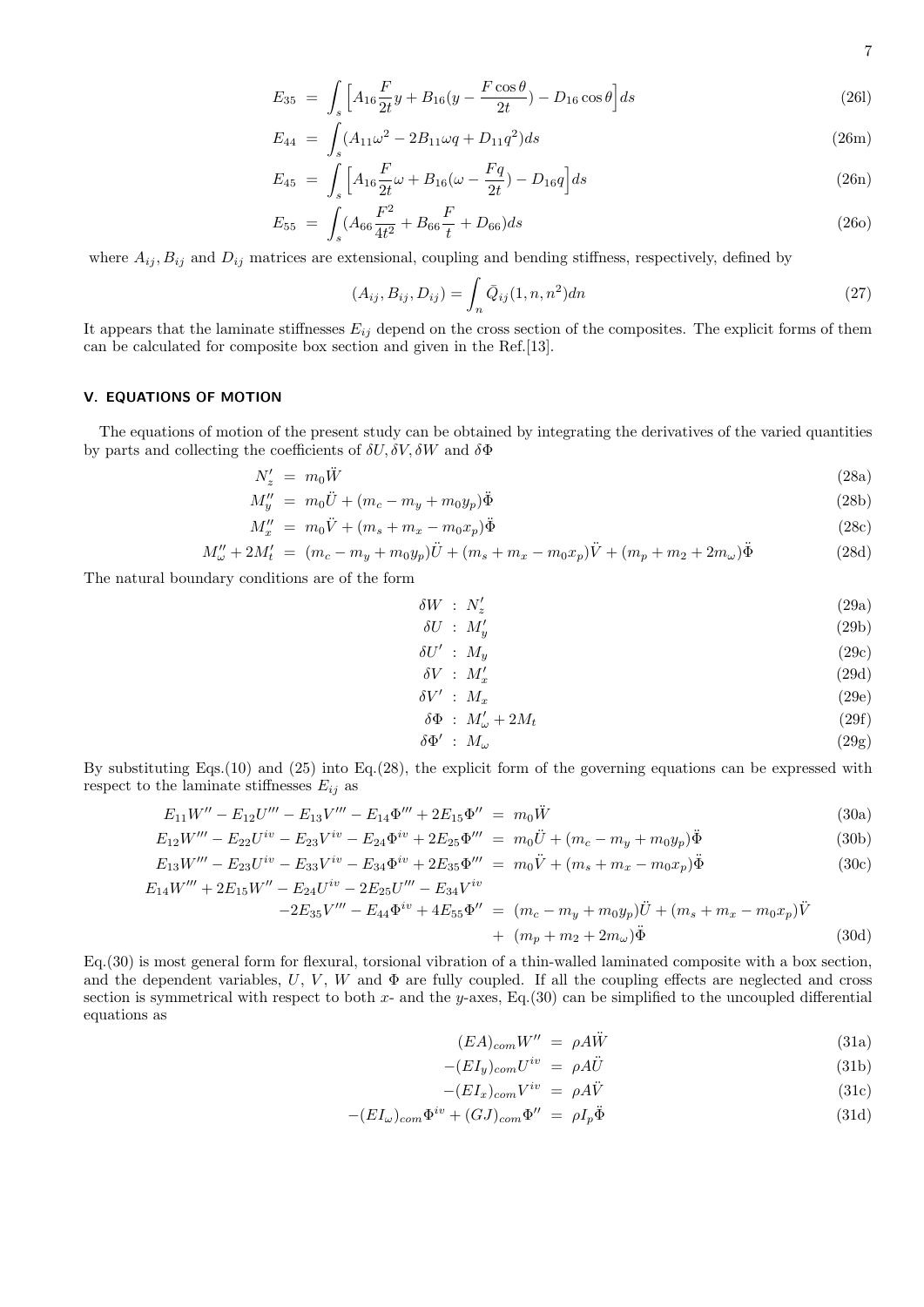$$E_{35} = \int_s \Big[A_{16}\frac{F}{2t}y + B_{16}(y - \frac{F\cos\theta}{2t}) - D_{16}\cos\theta\Big]ds \tag{26l}$$

$$E_{44} = \int_s (A_{11}\omega^2 - 2B_{11}\omega q + D_{11}q^2)ds \tag{26m}$$

$$E_{45} = \int_s \Big[A_{16}\frac{F}{2t}\omega + B_{16}(\omega - \frac{Fq}{2t}) - D_{16}q\Big]ds \tag{26n}$$

$$E_{55} = \int_s (A_{66}\frac{F^2}{4t^2} + B_{66}\frac{F}{t} + D_{66})ds \tag{26o}$$

where $A_{ij}, B_{ij}$ and $D_{ij}$ matrices are extensional, coupling and bending stiffness, respectively, defined by

$$(A_{ij}, B_{ij}, D_{ij}) = \int_n \bar{Q}_{ij}(1, n, n^2)dn \tag{27}$$

It appears that the laminate stiffnesses $E_{ij}$ depend on the cross section of the composites. The explicit forms of them can be calculated for composite box section and given in the Ref.[13].

## V. EQUATIONS OF MOTION

The equations of motion of the present study can be obtained by integrating the derivatives of the varied quantities by parts and collecting the coefficients of $\delta U, \delta V, \delta W$ and $\delta\Phi$

$$N_z' = m_0\ddot{W} \tag{28a}$$

$$M_y'' = m_0\ddot{U} + (m_c - m_y + m_0 y_p)\ddot{\Phi} \tag{28b}$$

$$M_x'' = m_0\ddot{V} + (m_s + m_x - m_0 x_p)\ddot{\Phi} \tag{28c}$$

$$M_\omega'' + 2M_t' = (m_c - m_y + m_0 y_p)\ddot{U} + (m_s + m_x - m_0 x_p)\ddot{V} + (m_p + m_2 + 2m_\omega)\ddot{\Phi} \tag{28d}$$

The natural boundary conditions are of the form

$$\delta W \ : \ N_z' \tag{29a}$$

$$\delta U \ : \ M_y' \tag{29b}$$

$$\delta U' \ : \ M_y \tag{29c}$$

$$\delta V \ : \ M_x' \tag{29d}$$

$$\delta V' \ : \ M_x \tag{29e}$$

$$\delta\Phi \ : \ M_\omega' + 2M_t \tag{29f}$$

$$\delta\Phi' \ : \ M_\omega \tag{29g}$$

By substituting Eqs.(10) and (25) into Eq.(28), the explicit form of the governing equations can be expressed with respect to the laminate stiffnesses $E_{ij}$ as

$$E_{11}W'' - E_{12}U''' - E_{13}V''' - E_{14}\Phi''' + 2E_{15}\Phi'' = m_0\ddot{W} \tag{30a}$$

$$E_{12}W''' - E_{22}U^{iv} - E_{23}V^{iv} - E_{24}\Phi^{iv} + 2E_{25}\Phi''' = m_0\ddot{U} + (m_c - m_y + m_0 y_p)\ddot{\Phi} \tag{30b}$$

$$E_{13}W''' - E_{23}U^{iv} - E_{33}V^{iv} - E_{34}\Phi^{iv} + 2E_{35}\Phi''' = m_0\ddot{V} + (m_s + m_x - m_0 x_p)\ddot{\Phi} \tag{30c}$$

$$\begin{aligned} E_{14}W''' + 2E_{15}W'' - E_{24}U^{iv} - 2E_{25}U''' - E_{34}V^{iv} & \\ -2E_{35}V''' - E_{44}\Phi^{iv} + 4E_{55}\Phi'' &= (m_c - m_y + m_0 y_p)\ddot{U} + (m_s + m_x - m_0 x_p)\ddot{V} \\ &+ \ (m_p + m_2 + 2m_\omega)\ddot{\Phi} \end{aligned} \tag{30d}$$

Eq.(30) is most general form for flexural, torsional vibration of a thin-walled laminated composite with a box section, and the dependent variables, $U$, $V$, $W$ and $\Phi$ are fully coupled. If all the coupling effects are neglected and cross section is symmetrical with respect to both $x$- and the $y$-axes, Eq.(30) can be simplified to the uncoupled differential equations as

$$(EA)_{com}W'' = \rho A\ddot{W} \tag{31a}$$

$$-(EI_y)_{com}U^{iv} = \rho A\ddot{U} \tag{31b}$$

$$-(EI_x)_{com}V^{iv} = \rho A\ddot{V} \tag{31c}$$

$$-(EI_\omega)_{com}\Phi^{iv} + (GJ)_{com}\Phi'' = \rho I_p\ddot{\Phi} \tag{31d}$$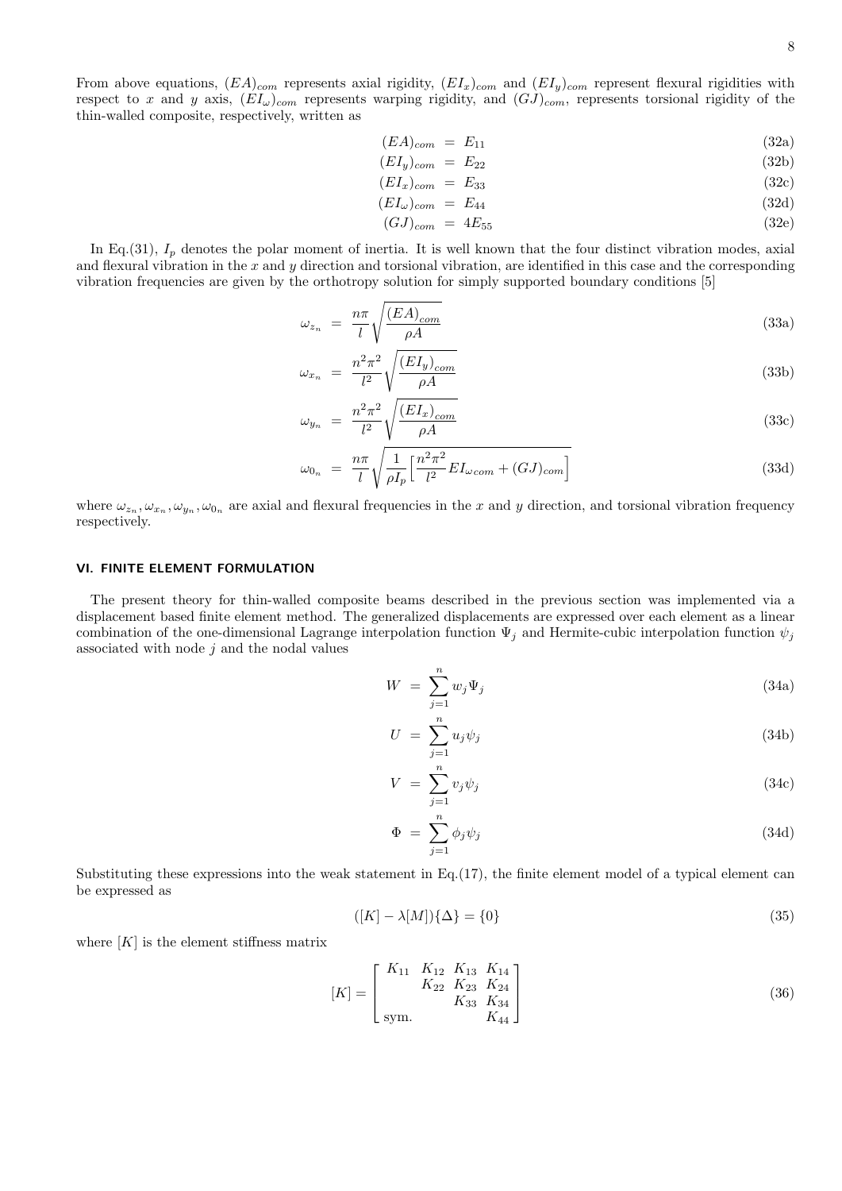From above equations, $(EA)_{com}$ represents axial rigidity, $(EI_x)_{com}$ and $(EI_y)_{com}$ represent flexural rigidities with respect to $x$ and $y$ axis, $(EI_\omega)_{com}$ represents warping rigidity, and $(GJ)_{com}$, represents torsional rigidity of the thin-walled composite, respectively, written as

$$(EA)_{com} = E_{11} \tag{32a}$$

$$(EI_y)_{com} = E_{22} \tag{32b}$$

$$(EI_x)_{com} = E_{33} \tag{32c}$$

$$(EI_\omega)_{com} = E_{44} \tag{32d}$$

$$(GJ)_{com} = 4E_{55} \tag{32e}$$

In Eq.(31), $I_p$ denotes the polar moment of inertia. It is well known that the four distinct vibration modes, axial and flexural vibration in the $x$ and $y$ direction and torsional vibration, are identified in this case and the corresponding vibration frequencies are given by the orthotropy solution for simply supported boundary conditions [5]

$$\omega_{z_n} = \frac{n\pi}{l}\sqrt{\frac{(EA)_{com}}{\rho A}} \tag{33a}$$

$$\omega_{x_n} = \frac{n^2\pi^2}{l^2}\sqrt{\frac{(EI_y)_{com}}{\rho A}} \tag{33b}$$

$$\omega_{y_n} = \frac{n^2\pi^2}{l^2}\sqrt{\frac{(EI_x)_{com}}{\rho A}} \tag{33c}$$

$$\omega_{0_n} = \frac{n\pi}{l}\sqrt{\frac{1}{\rho I_p}\Big[\frac{n^2\pi^2}{l^2}EI_{\omega com} + (GJ)_{com}\Big]} \tag{33d}$$

where $\omega_{z_n}, \omega_{x_n}, \omega_{y_n}, \omega_{0_n}$ are axial and flexural frequencies in the $x$ and $y$ direction, and torsional vibration frequency respectively.

## VI. FINITE ELEMENT FORMULATION

The present theory for thin-walled composite beams described in the previous section was implemented via a displacement based finite element method. The generalized displacements are expressed over each element as a linear combination of the one-dimensional Lagrange interpolation function $\Psi_j$ and Hermite-cubic interpolation function $\psi_j$ associated with node $j$ and the nodal values

$$W = \sum_{j=1}^{n} w_j \Psi_j \tag{34a}$$

$$U = \sum_{j=1}^{n} u_j \psi_j \tag{34b}$$

$$V = \sum_{j=1}^{n} v_j \psi_j \tag{34c}$$

$$\Phi = \sum_{j=1}^{n} \phi_j \psi_j \tag{34d}$$

Substituting these expressions into the weak statement in Eq.(17), the finite element model of a typical element can be expressed as

$$([K] - \lambda[M])\{\Delta\} = \{0\} \tag{35}$$

where $[K]$ is the element stiffness matrix

$$[K] = \begin{bmatrix} K_{11} & K_{12} & K_{13} & K_{14} \\ & K_{22} & K_{23} & K_{24} \\ & & K_{33} & K_{34} \\ \text{sym.} & & & K_{44} \end{bmatrix} \tag{36}$$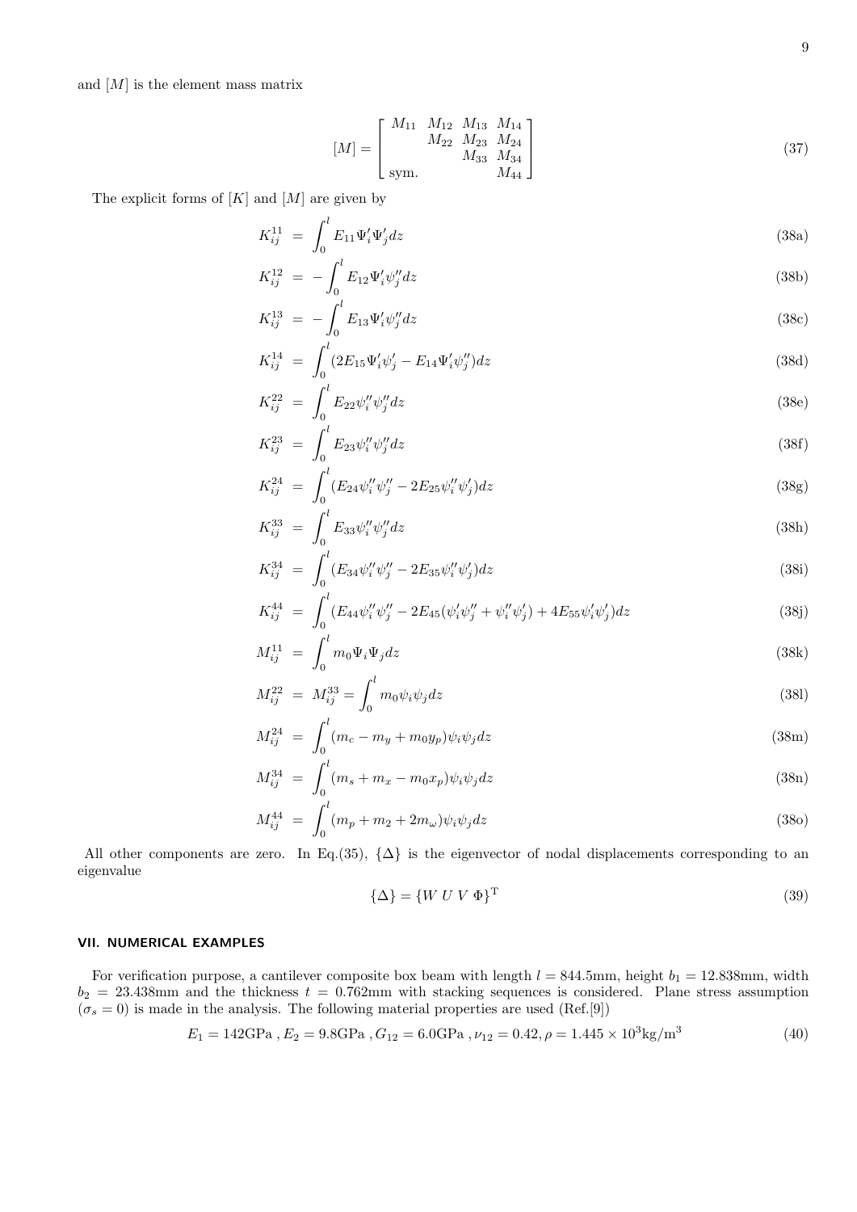and $[M]$ is the element mass matrix

$$
[M] = \begin{bmatrix} M_{11} & M_{12} & M_{13} & M_{14} \\ & M_{22} & M_{23} & M_{24} \\ & & M_{33} & M_{34} \\ \text{sym.} & & & M_{44} \end{bmatrix} \tag{37}
$$

The explicit forms of $[K]$ and $[M]$ are given by

$$
K_{ij}^{11} = \int_0^l E_{11}\Psi_i'\Psi_j' dz \tag{38a}
$$

$$
K_{ij}^{12} = -\int_0^l E_{12}\Psi_i'\psi_j'' dz \tag{38b}
$$

$$
K_{ij}^{13} = -\int_0^l E_{13}\Psi_i'\psi_j'' dz \tag{38c}
$$

$$
K_{ij}^{14} = \int_0^l (2E_{15}\Psi_i'\psi_j' - E_{14}\Psi_i'\psi_j'') dz \tag{38d}
$$

$$
K_{ij}^{22} = \int_0^l E_{22}\psi_i''\psi_j'' dz \tag{38e}
$$

$$
K_{ij}^{23} = \int_0^l E_{23}\psi_i''\psi_j'' dz \tag{38f}
$$

$$
K_{ij}^{24} = \int_0^l (E_{24}\psi_i''\psi_j'' - 2E_{25}\psi_i''\psi_j') dz \tag{38g}
$$

$$
K_{ij}^{33} = \int_0^l E_{33}\psi_i''\psi_j'' dz \tag{38h}
$$

$$
K_{ij}^{34} = \int_0^l (E_{34}\psi_i''\psi_j'' - 2E_{35}\psi_i''\psi_j') dz \tag{38i}
$$

$$
K_{ij}^{44} = \int_0^l (E_{44}\psi_i''\psi_j'' - 2E_{45}(\psi_i'\psi_j'' + \psi_i''\psi_j') + 4E_{55}\psi_i'\psi_j') dz \tag{38j}
$$

$$
M_{ij}^{11} = \int_0^l m_0\Psi_i\Psi_j dz \tag{38k}
$$

$$
M_{ij}^{22} = M_{ij}^{33} = \int_0^l m_0\psi_i\psi_j dz \tag{38l}
$$

$$
M_{ij}^{24} = \int_0^l (m_c - m_y + m_0 y_p)\psi_i\psi_j dz \tag{38m}
$$

$$
M_{ij}^{34} = \int_0^l (m_s + m_x - m_0 x_p)\psi_i\psi_j dz \tag{38n}
$$

$$
M_{ij}^{44} = \int_0^l (m_p + m_2 + 2m_\omega)\psi_i\psi_j dz \tag{38o}
$$

All other components are zero. In Eq.(35), $\{\Delta\}$ is the eigenvector of nodal displacements corresponding to an eigenvalue

$$
\{\Delta\} = \{W\ U\ V\ \Phi\}^{\mathrm{T}} \tag{39}
$$

## VII. NUMERICAL EXAMPLES

For verification purpose, a cantilever composite box beam with length $l = 844.5$mm, height $b_1 = 12.838$mm, width $b_2 = 23.438$mm and the thickness $t = 0.762$mm with stacking sequences is considered. Plane stress assumption ($\sigma_s = 0$) is made in the analysis. The following material properties are used (Ref.[9])

$$
E_1 = 142\text{GPa}\ , E_2 = 9.8\text{GPa}\ , G_{12} = 6.0\text{GPa}\ , \nu_{12} = 0.42, \rho = 1.445 \times 10^3\text{kg/m}^3 \tag{40}
$$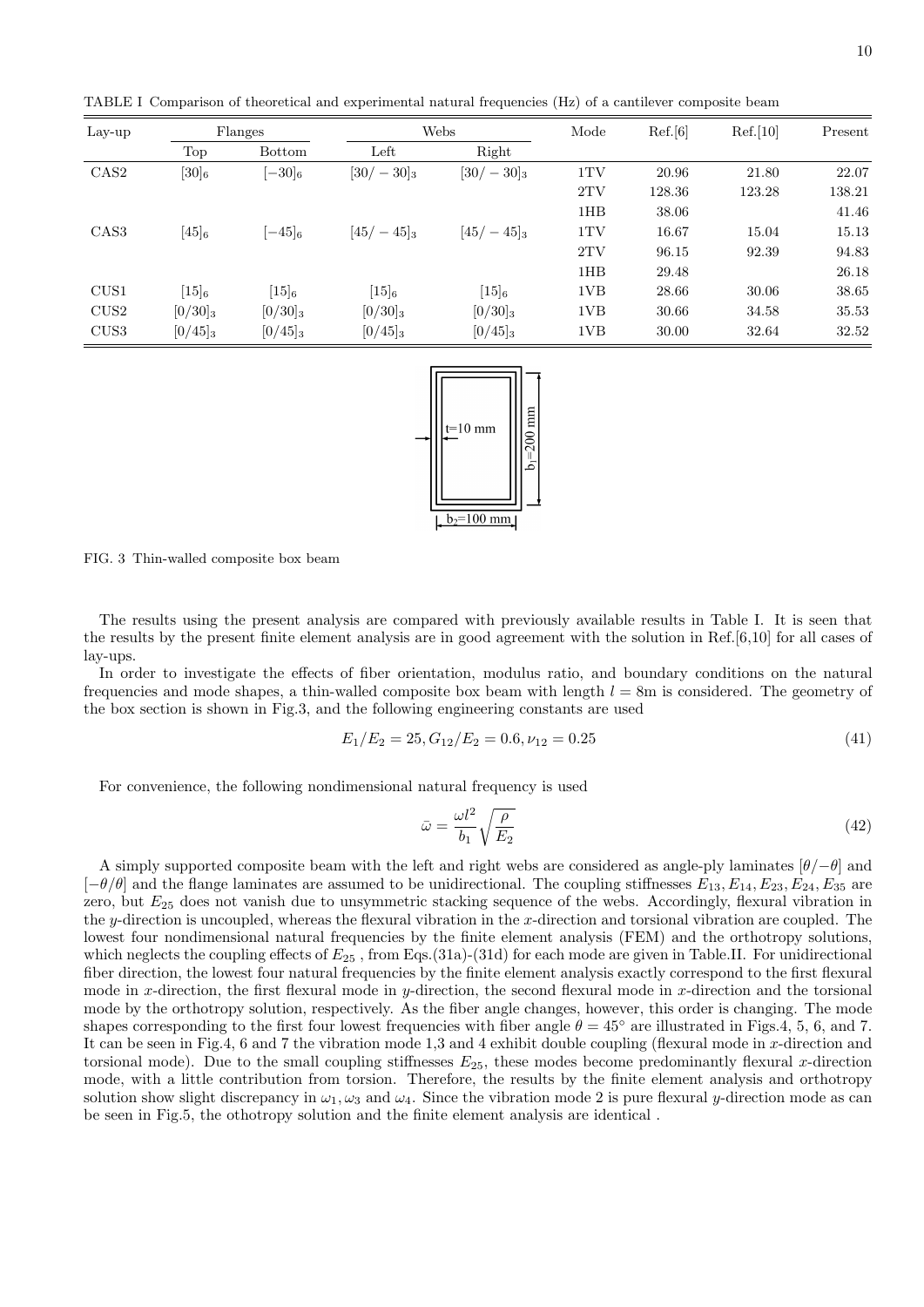TABLE I Comparison of theoretical and experimental natural frequencies (Hz) of a cantilever composite beam

| Lay-up | Flanges | | Webs | | Mode | Ref.[6] | Ref.[10] | Present |
|---|---|---|---|---|---|---|---|---|
| | Top | Bottom | Left | Right | | | | |
| CAS2 | $[30]_6$ | $[-30]_6$ | $[30/-30]_3$ | $[30/-30]_3$ | 1TV | 20.96 | 21.80 | 22.07 |
| | | | | | 2TV | 128.36 | 123.28 | 138.21 |
| | | | | | 1HB | 38.06 | | 41.46 |
| CAS3 | $[45]_6$ | $[-45]_6$ | $[45/-45]_3$ | $[45/-45]_3$ | 1TV | 16.67 | 15.04 | 15.13 |
| | | | | | 2TV | 96.15 | 92.39 | 94.83 |
| | | | | | 1HB | 29.48 | | 26.18 |
| CUS1 | $[15]_6$ | $[15]_6$ | $[15]_6$ | $[15]_6$ | 1VB | 28.66 | 30.06 | 38.65 |
| CUS2 | $[0/30]_3$ | $[0/30]_3$ | $[0/30]_3$ | $[0/30]_3$ | 1VB | 30.66 | 34.58 | 35.53 |
| CUS3 | $[0/45]_3$ | $[0/45]_3$ | $[0/45]_3$ | $[0/45]_3$ | 1VB | 30.00 | 32.64 | 32.52 |

FIG. 3 Thin-walled composite box beam

The results using the present analysis are compared with previously available results in Table I. It is seen that the results by the present finite element analysis are in good agreement with the solution in Ref.[6,10] for all cases of lay-ups.

In order to investigate the effects of fiber orientation, modulus ratio, and boundary conditions on the natural frequencies and mode shapes, a thin-walled composite box beam with length $l = 8$m is considered. The geometry of the box section is shown in Fig.3, and the following engineering constants are used

$$E_1/E_2 = 25, G_{12}/E_2 = 0.6, \nu_{12} = 0.25 \tag{41}$$

For convenience, the following nondimensional natural frequency is used

$$\bar{\omega} = \frac{\omega l^2}{b_1}\sqrt{\frac{\rho}{E_2}} \tag{42}$$

A simply supported composite beam with the left and right webs are considered as angle-ply laminates $[\theta/-\theta]$ and $[-\theta/\theta]$ and the flange laminates are assumed to be unidirectional. The coupling stiffnesses $E_{13}, E_{14}, E_{23}, E_{24}, E_{35}$ are zero, but $E_{25}$ does not vanish due to unsymmetric stacking sequence of the webs. Accordingly, flexural vibration in the $y$-direction is uncoupled, whereas the flexural vibration in the $x$-direction and torsional vibration are coupled. The lowest four nondimensional natural frequencies by the finite element analysis (FEM) and the orthotropy solutions, which neglects the coupling effects of $E_{25}$ , from Eqs.(31a)-(31d) for each mode are given in Table.II. For unidirectional fiber direction, the lowest four natural frequencies by the finite element analysis exactly correspond to the first flexural mode in $x$-direction, the first flexural mode in $y$-direction, the second flexural mode in $x$-direction and the torsional mode by the orthotropy solution, respectively. As the fiber angle changes, however, this order is changing. The mode shapes corresponding to the first four lowest frequencies with fiber angle $\theta = 45^\circ$ are illustrated in Figs.4, 5, 6, and 7. It can be seen in Fig.4, 6 and 7 the vibration mode 1,3 and 4 exhibit double coupling (flexural mode in $x$-direction and torsional mode). Due to the small coupling stiffnesses $E_{25}$, these modes become predominantly flexural $x$-direction mode, with a little contribution from torsion. Therefore, the results by the finite element analysis and orthotropy solution show slight discrepancy in $\omega_1, \omega_3$ and $\omega_4$. Since the vibration mode 2 is pure flexural $y$-direction mode as can be seen in Fig.5, the othotropy solution and the finite element analysis are identical .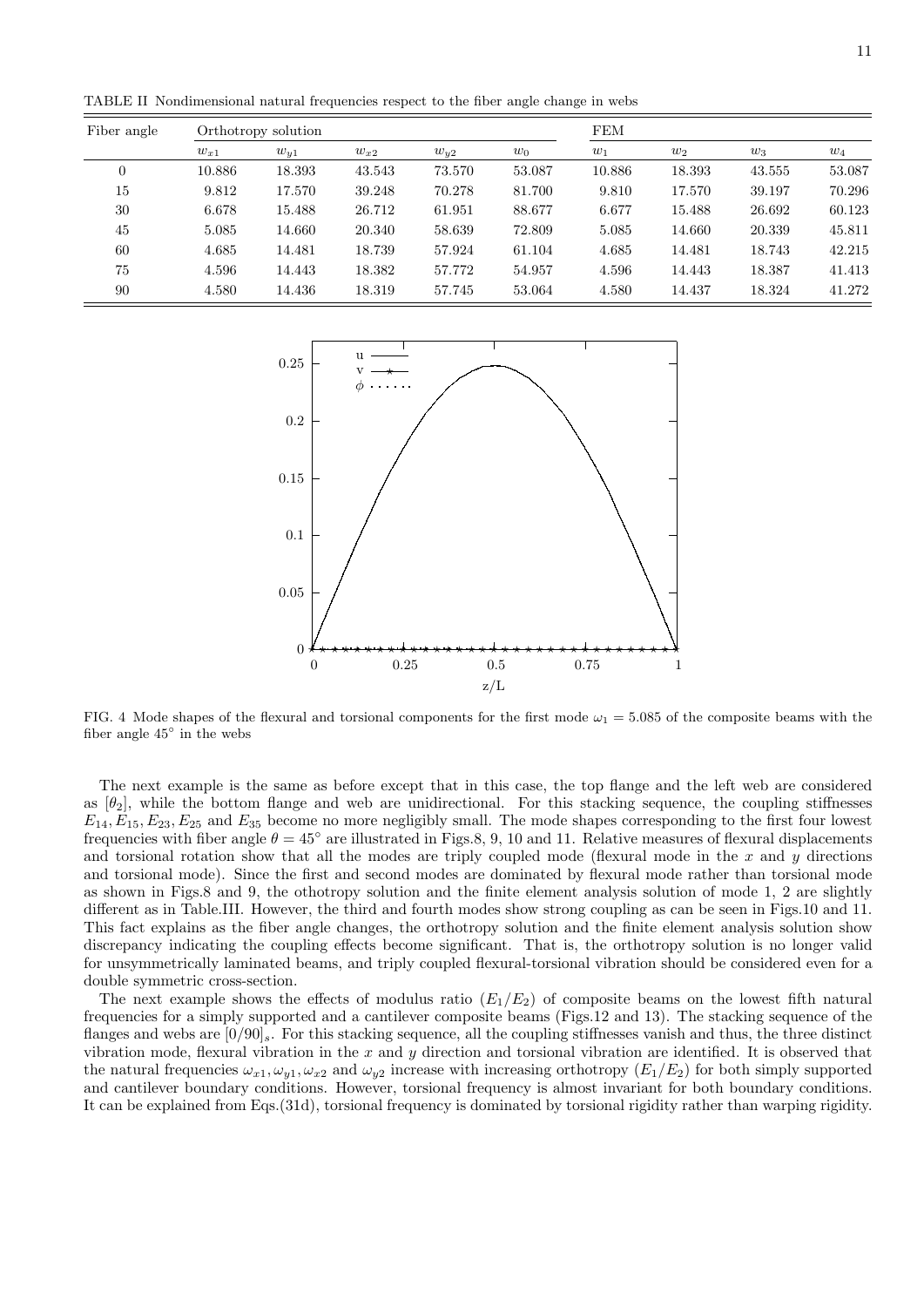TABLE II Nondimensional natural frequencies respect to the fiber angle change in webs

| Fiber angle | Orthotropy solution | | | | | FEM | | | |
|---|---|---|---|---|---|---|---|---|---|
| | $w_{x1}$ | $w_{y1}$ | $w_{x2}$ | $w_{y2}$ | $w_0$ | $w_1$ | $w_2$ | $w_3$ | $w_4$ |
| 0 | 10.886 | 18.393 | 43.543 | 73.570 | 53.087 | 10.886 | 18.393 | 43.555 | 53.087 |
| 15 | 9.812 | 17.570 | 39.248 | 70.278 | 81.700 | 9.810 | 17.570 | 39.197 | 70.296 |
| 30 | 6.678 | 15.488 | 26.712 | 61.951 | 88.677 | 6.677 | 15.488 | 26.692 | 60.123 |
| 45 | 5.085 | 14.660 | 20.340 | 58.639 | 72.809 | 5.085 | 14.660 | 20.339 | 45.811 |
| 60 | 4.685 | 14.481 | 18.739 | 57.924 | 61.104 | 4.685 | 14.481 | 18.743 | 42.215 |
| 75 | 4.596 | 14.443 | 18.382 | 57.772 | 54.957 | 4.596 | 14.443 | 18.387 | 41.413 |
| 90 | 4.580 | 14.436 | 18.319 | 57.745 | 53.064 | 4.580 | 14.437 | 18.324 | 41.272 |

FIG. 4 Mode shapes of the flexural and torsional components for the first mode $\omega_1 = 5.085$ of the composite beams with the fiber angle $45^\circ$ in the webs

The next example is the same as before except that in this case, the top flange and the left web are considered as $[\theta_2]$, while the bottom flange and web are unidirectional. For this stacking sequence, the coupling stiffnesses $E_{14}, E_{15}, E_{23}, E_{25}$ and $E_{35}$ become no more negligibly small. The mode shapes corresponding to the first four lowest frequencies with fiber angle $\theta = 45^\circ$ are illustrated in Figs.8, 9, 10 and 11. Relative measures of flexural displacements and torsional rotation show that all the modes are triply coupled mode (flexural mode in the $x$ and $y$ directions and torsional mode). Since the first and second modes are dominated by flexural mode rather than torsional mode as shown in Figs.8 and 9, the othotropy solution and the finite element analysis solution of mode 1, 2 are slightly different as in Table.III. However, the third and fourth modes show strong coupling as can be seen in Figs.10 and 11. This fact explains as the fiber angle changes, the orthotropy solution and the finite element analysis solution show discrepancy indicating the coupling effects become significant. That is, the orthotropy solution is no longer valid for unsymmetrically laminated beams, and triply coupled flexural-torsional vibration should be considered even for a double symmetric cross-section.

The next example shows the effects of modulus ratio ($E_1/E_2$) of composite beams on the lowest fifth natural frequencies for a simply supported and a cantilever composite beams (Figs.12 and 13). The stacking sequence of the flanges and webs are $[0/90]_s$. For this stacking sequence, all the coupling stiffnesses vanish and thus, the three distinct vibration mode, flexural vibration in the $x$ and $y$ direction and torsional vibration are identified. It is observed that the natural frequencies $\omega_{x1}, \omega_{y1}, \omega_{x2}$ and $\omega_{y2}$ increase with increasing orthotropy ($E_1/E_2$) for both simply supported and cantilever boundary conditions. However, torsional frequency is almost invariant for both boundary conditions. It can be explained from Eqs.(31d), torsional frequency is dominated by torsional rigidity rather than warping rigidity.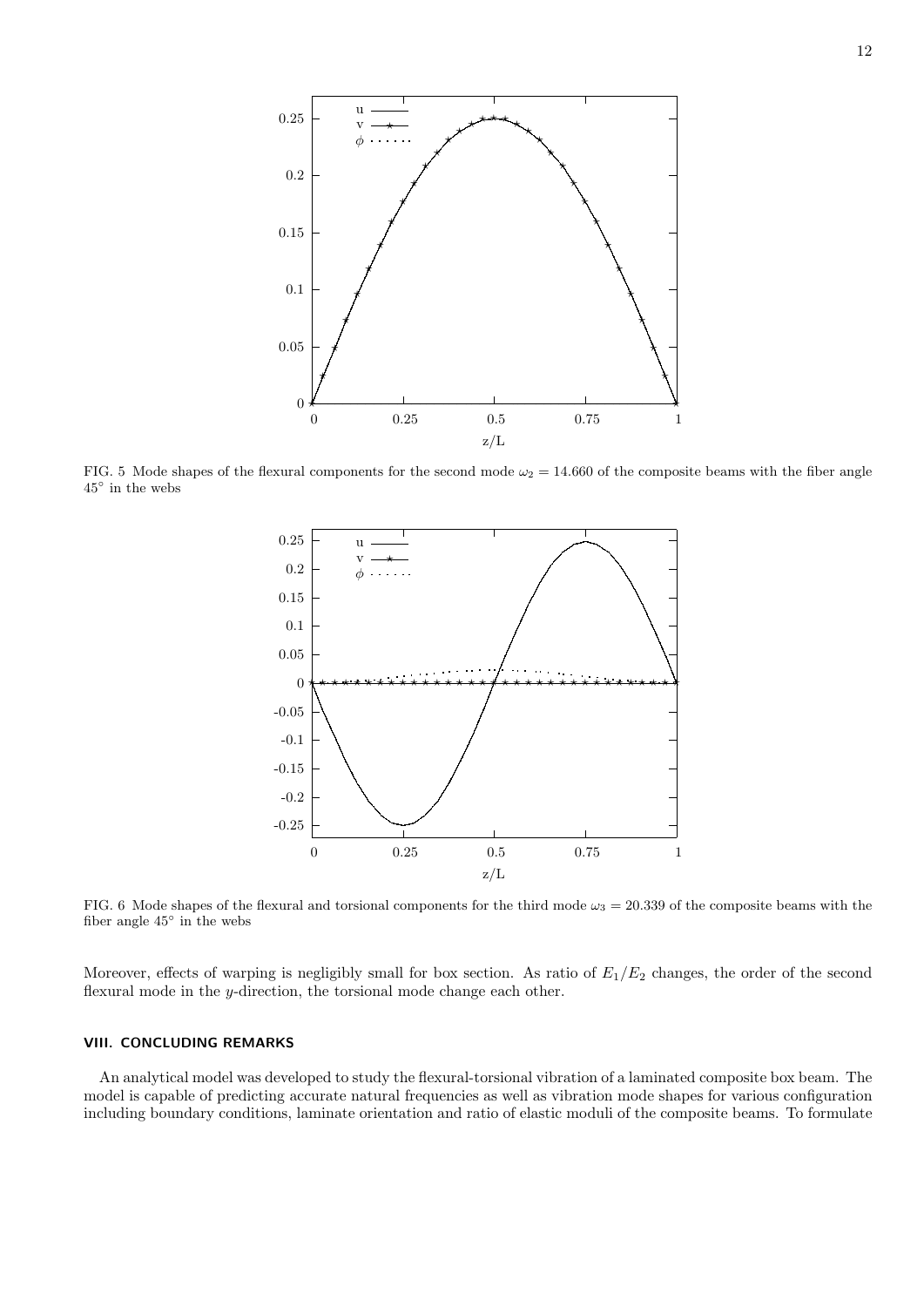FIG. 5 Mode shapes of the flexural components for the second mode $\omega_2 = 14.660$ of the composite beams with the fiber angle $45^\circ$ in the webs

FIG. 6 Mode shapes of the flexural and torsional components for the third mode $\omega_3 = 20.339$ of the composite beams with the fiber angle $45^\circ$ in the webs

Moreover, effects of warping is negligibly small for box section. As ratio of $E_1/E_2$ changes, the order of the second flexural mode in the $y$-direction, the torsional mode change each other.

## VIII. CONCLUDING REMARKS

An analytical model was developed to study the flexural-torsional vibration of a laminated composite box beam. The model is capable of predicting accurate natural frequencies as well as vibration mode shapes for various configuration including boundary conditions, laminate orientation and ratio of elastic moduli of the composite beams. To formulate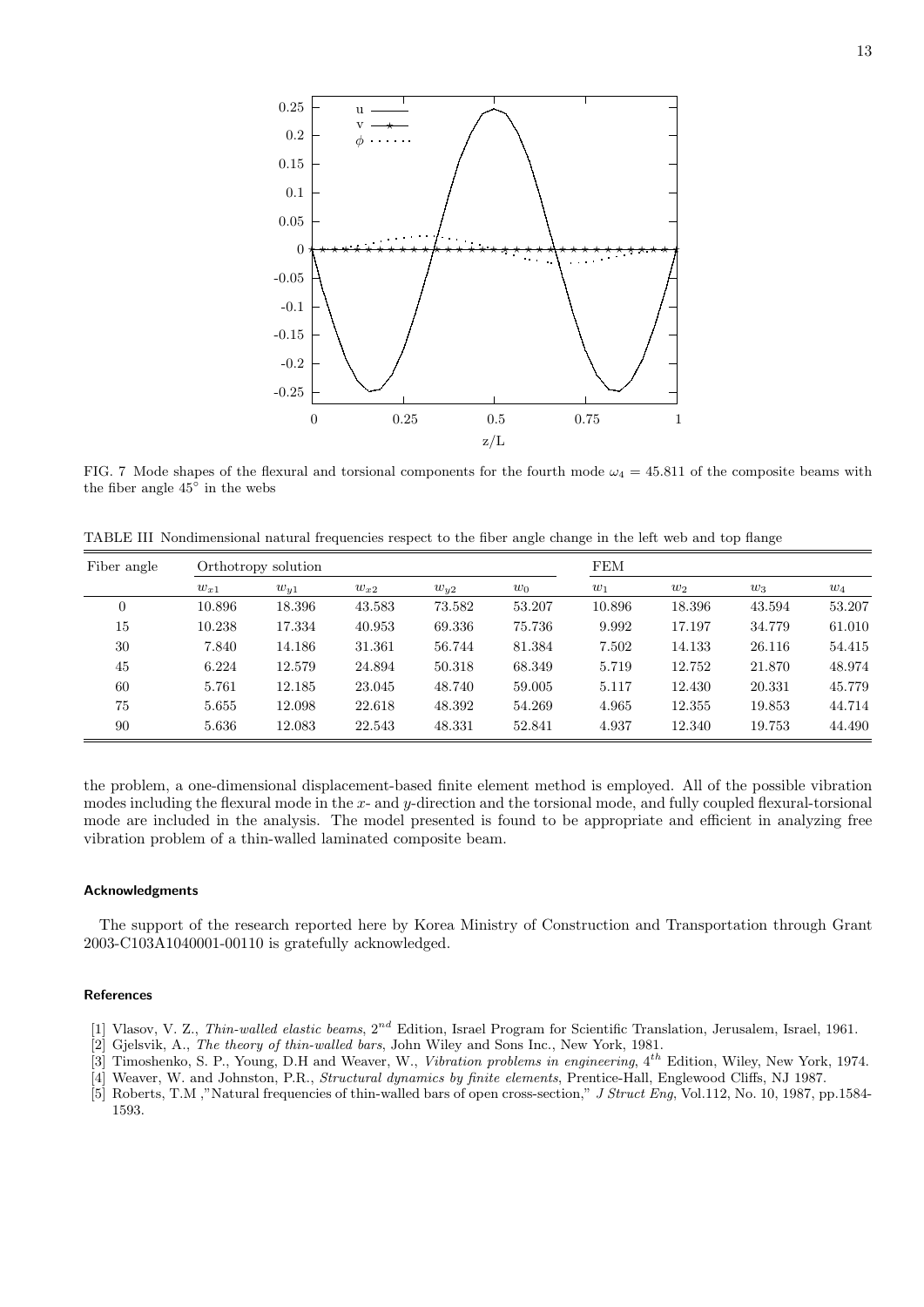FIG. 7 Mode shapes of the flexural and torsional components for the fourth mode $\omega_4 = 45.811$ of the composite beams with the fiber angle 45° in the webs

TABLE III Nondimensional natural frequencies respect to the fiber angle change in the left web and top flange

| Fiber angle | Orthotropy solution | | | | | FEM | | | |
|---|---|---|---|---|---|---|---|---|---|
| | $w_{x1}$ | $w_{y1}$ | $w_{x2}$ | $w_{y2}$ | $w_0$ | $w_1$ | $w_2$ | $w_3$ | $w_4$ |
| 0 | 10.896 | 18.396 | 43.583 | 73.582 | 53.207 | 10.896 | 18.396 | 43.594 | 53.207 |
| 15 | 10.238 | 17.334 | 40.953 | 69.336 | 75.736 | 9.992 | 17.197 | 34.779 | 61.010 |
| 30 | 7.840 | 14.186 | 31.361 | 56.744 | 81.384 | 7.502 | 14.133 | 26.116 | 54.415 |
| 45 | 6.224 | 12.579 | 24.894 | 50.318 | 68.349 | 5.719 | 12.752 | 21.870 | 48.974 |
| 60 | 5.761 | 12.185 | 23.045 | 48.740 | 59.005 | 5.117 | 12.430 | 20.331 | 45.779 |
| 75 | 5.655 | 12.098 | 22.618 | 48.392 | 54.269 | 4.965 | 12.355 | 19.853 | 44.714 |
| 90 | 5.636 | 12.083 | 22.543 | 48.331 | 52.841 | 4.937 | 12.340 | 19.753 | 44.490 |

the problem, a one-dimensional displacement-based finite element method is employed. All of the possible vibration modes including the flexural mode in the $x$- and $y$-direction and the torsional mode, and fully coupled flexural-torsional mode are included in the analysis. The model presented is found to be appropriate and efficient in analyzing free vibration problem of a thin-walled laminated composite beam.

### Acknowledgments

The support of the research reported here by Korea Ministry of Construction and Transportation through Grant 2003-C103A1040001-00110 is gratefully acknowledged.

### References

[1] Vlasov, V. Z., *Thin-walled elastic beams*, $2^{nd}$ Edition, Israel Program for Scientific Translation, Jerusalem, Israel, 1961.

[2] Gjelsvik, A., *The theory of thin-walled bars*, John Wiley and Sons Inc., New York, 1981.

[3] Timoshenko, S. P., Young, D.H and Weaver, W., *Vibration problems in engineering*, $4^{th}$ Edition, Wiley, New York, 1974.

[4] Weaver, W. and Johnston, P.R., *Structural dynamics by finite elements*, Prentice-Hall, Englewood Cliffs, NJ 1987.

[5] Roberts, T.M ,"Natural frequencies of thin-walled bars of open cross-section," *J Struct Eng*, Vol.112, No. 10, 1987, pp.1584-1593.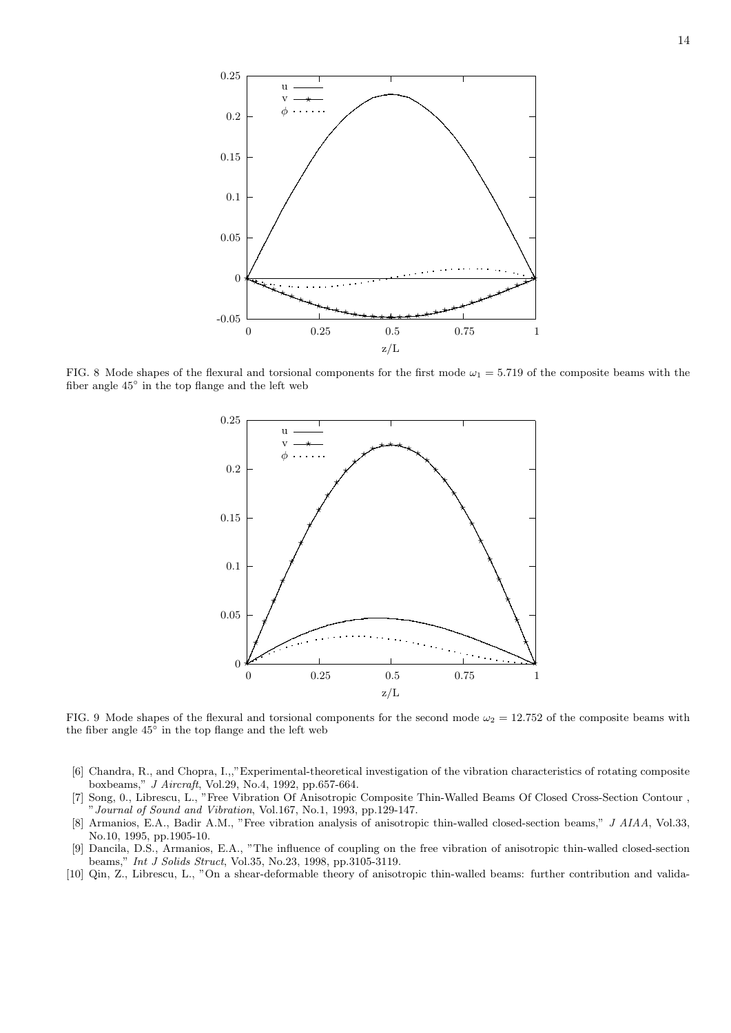FIG. 8 Mode shapes of the flexural and torsional components for the first mode $\omega_1 = 5.719$ of the composite beams with the fiber angle $45^\circ$ in the top flange and the left web

FIG. 9 Mode shapes of the flexural and torsional components for the second mode $\omega_2 = 12.752$ of the composite beams with the fiber angle $45^\circ$ in the top flange and the left web

[6] Chandra, R., and Chopra, I.,,"Experimental-theoretical investigation of the vibration characteristics of rotating composite boxbeams," *J Aircraft*, Vol.29, No.4, 1992, pp.657-664.

[7] Song, 0., Librescu, L., "Free Vibration Of Anisotropic Composite Thin-Walled Beams Of Closed Cross-Section Contour , "*Journal of Sound and Vibration*, Vol.167, No.1, 1993, pp.129-147.

[8] Armanios, E.A., Badir A.M., "Free vibration analysis of anisotropic thin-walled closed-section beams," *J AIAA*, Vol.33, No.10, 1995, pp.1905-10.

[9] Dancila, D.S., Armanios, E.A., "The influence of coupling on the free vibration of anisotropic thin-walled closed-section beams," *Int J Solids Struct*, Vol.35, No.23, 1998, pp.3105-3119.

[10] Qin, Z., Librescu, L., "On a shear-deformable theory of anisotropic thin-walled beams: further contribution and valida-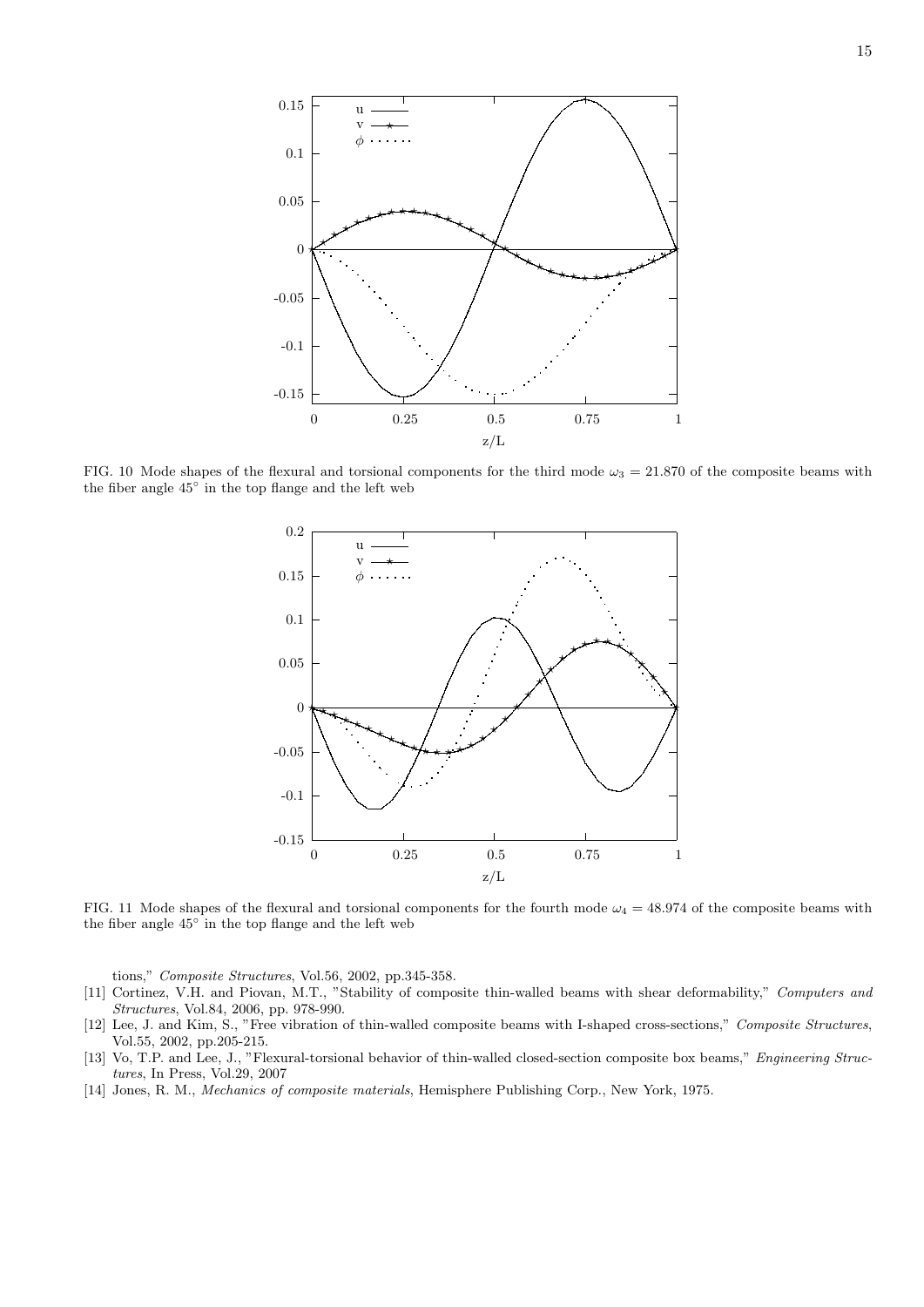FIG. 10 Mode shapes of the flexural and torsional components for the third mode $\omega_3 = 21.870$ of the composite beams with the fiber angle $45^\circ$ in the top flange and the left web

FIG. 11 Mode shapes of the flexural and torsional components for the fourth mode $\omega_4 = 48.974$ of the composite beams with the fiber angle $45^\circ$ in the top flange and the left web

tions," *Composite Structures*, Vol.56, 2002, pp.345-358.

[11] Cortinez, V.H. and Piovan, M.T., "Stability of composite thin-walled beams with shear deformability," *Computers and Structures*, Vol.84, 2006, pp. 978-990.

[12] Lee, J. and Kim, S., "Free vibration of thin-walled composite beams with I-shaped cross-sections," *Composite Structures*, Vol.55, 2002, pp.205-215.

[13] Vo, T.P. and Lee, J., "Flexural-torsional behavior of thin-walled closed-section composite box beams," *Engineering Structures*, In Press, Vol.29, 2007

[14] Jones, R. M., *Mechanics of composite materials*, Hemisphere Publishing Corp., New York, 1975.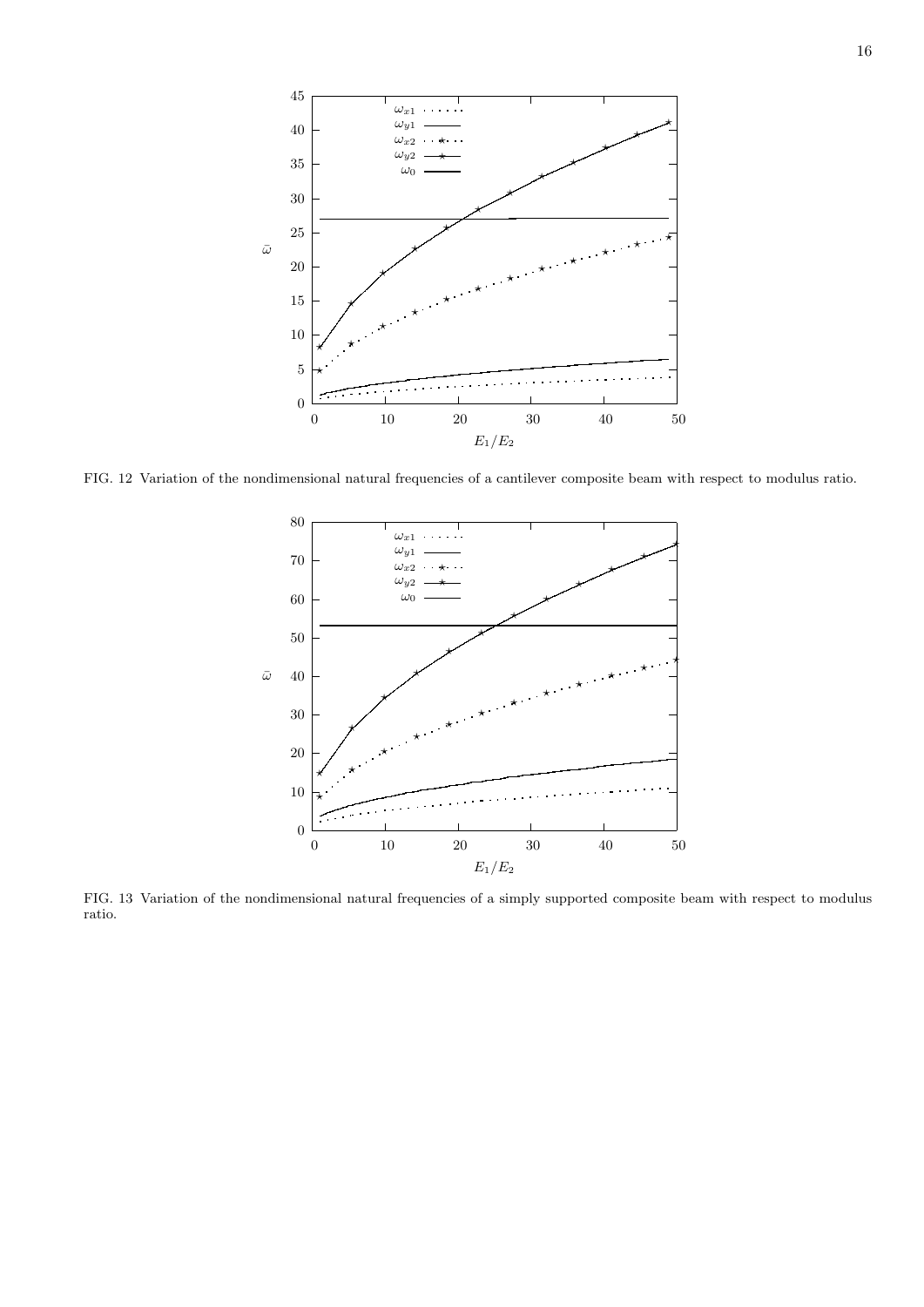45
40
35
30
25
20
15
10
5
0

$\bar{\omega}$

$\omega_{x1}$
$\omega_{y1}$
$\omega_{x2}$
$\omega_{y2}$
$\omega_0$

0 10 20 30 40 50

$E_1/E_2$

FIG. 12 Variation of the nondimensional natural frequencies of a cantilever composite beam with respect to modulus ratio.

80
70
60
50
40
30
20
10
0

$\bar{\omega}$

$\omega_{x1}$
$\omega_{y1}$
$\omega_{x2}$
$\omega_{y2}$
$\omega_0$

0 10 20 30 40 50

$E_1/E_2$

FIG. 13 Variation of the nondimensional natural frequencies of a simply supported composite beam with respect to modulus ratio.